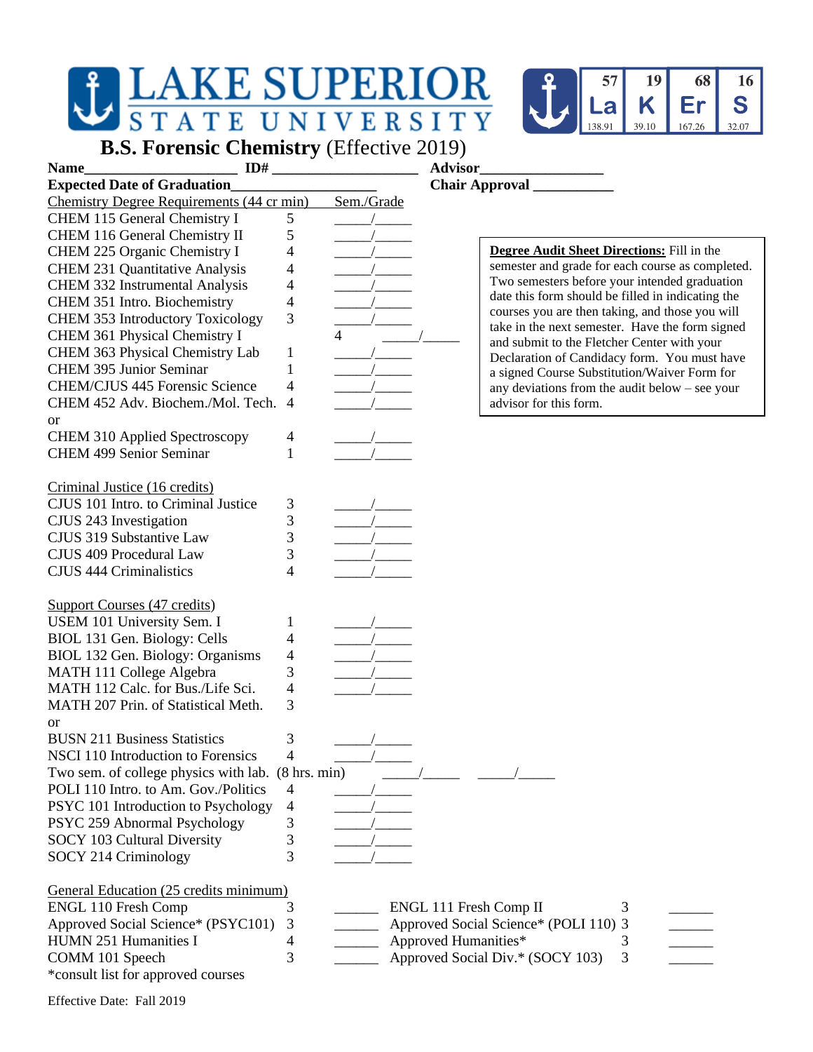# LAKE SUPERIOR STATE UNIVERSITY

La 57 138.91 | K 19 39.10 | Er 68 167.26 | S 16 32.07

## B.S. Forensic Chemistry (Effective 2019)

**Name**____________________ **ID#** ____________________ **Advisor**________________

**Expected Date of Graduation**____________________ **Chair Approval** __________

> **Degree Audit Sheet Directions:** Fill in the semester and grade for each course as completed. Two semesters before your intended graduation date this form should be filled in indicating the courses you are then taking, and those you will take in the next semester. Have the form signed and submit to the Fletcher Center with your Declaration of Candidacy form. You must have a signed Course Substitution/Waiver Form for any deviations from the audit below – see your advisor for this form.

| Chemistry Degree Requirements (44 cr min) | | Sem./Grade |
|---|---|---|
| CHEM 115 General Chemistry I | 5 | _____/_____ |
| CHEM 116 General Chemistry II | 5 | _____/_____ |
| CHEM 225 Organic Chemistry I | 4 | _____/_____ |
| CHEM 231 Quantitative Analysis | 4 | _____/_____ |
| CHEM 332 Instrumental Analysis | 4 | _____/_____ |
| CHEM 351 Intro. Biochemistry | 4 | _____/_____ |
| CHEM 353 Introductory Toxicology | 3 | _____/_____ |
| CHEM 361 Physical Chemistry I | 4 | _____/_____ |
| CHEM 363 Physical Chemistry Lab | 1 | _____/_____ |
| CHEM 395 Junior Seminar | 1 | _____/_____ |
| CHEM/CJUS 445 Forensic Science | 4 | _____/_____ |
| CHEM 452 Adv. Biochem./Mol. Tech. | 4 | _____/_____ |
| or | | |
| CHEM 310 Applied Spectroscopy | 4 | _____/_____ |
| CHEM 499 Senior Seminar | 1 | _____/_____ |

| Criminal Justice (16 credits) | | |
|---|---|---|
| CJUS 101 Intro. to Criminal Justice | 3 | _____/_____ |
| CJUS 243 Investigation | 3 | _____/_____ |
| CJUS 319 Substantive Law | 3 | _____/_____ |
| CJUS 409 Procedural Law | 3 | _____/_____ |
| CJUS 444 Criminalistics | 4 | _____/_____ |

| Support Courses (47 credits) | | |
|---|---|---|
| USEM 101 University Sem. I | 1 | _____/_____ |
| BIOL 131 Gen. Biology: Cells | 4 | _____/_____ |
| BIOL 132 Gen. Biology: Organisms | 4 | _____/_____ |
| MATH 111 College Algebra | 3 | _____/_____ |
| MATH 112 Calc. for Bus./Life Sci. | 4 | _____/_____ |
| MATH 207 Prin. of Statistical Meth. | 3 | |
| or | | |
| BUSN 211 Business Statistics | 3 | _____/_____ |
| NSCI 110 Introduction to Forensics | 4 | _____/_____ |
| Two sem. of college physics with lab. | (8 hrs. min) | _____/_____ _____/_____ |
| POLI 110 Intro. to Am. Gov./Politics | 4 | _____/_____ |
| PSYC 101 Introduction to Psychology | 4 | _____/_____ |
| PSYC 259 Abnormal Psychology | 3 | _____/_____ |
| SOCY 103 Cultural Diversity | 3 | _____/_____ |
| SOCY 214 Criminology | 3 | _____/_____ |

| General Education (25 credits minimum) | | | | | |
|---|---|---|---|---|---|
| ENGL 110 Fresh Comp | 3 | ______ | ENGL 111 Fresh Comp II | 3 | ______ |
| Approved Social Science* (PSYC101) | 3 | ______ | Approved Social Science* (POLI 110) | 3 | ______ |
| HUMN 251 Humanities I | 4 | ______ | Approved Humanities* | 3 | ______ |
| COMM 101 Speech | 3 | ______ | Approved Social Div.* (SOCY 103) | 3 | ______ |

*consult list for approved courses

Effective Date: Fall 2019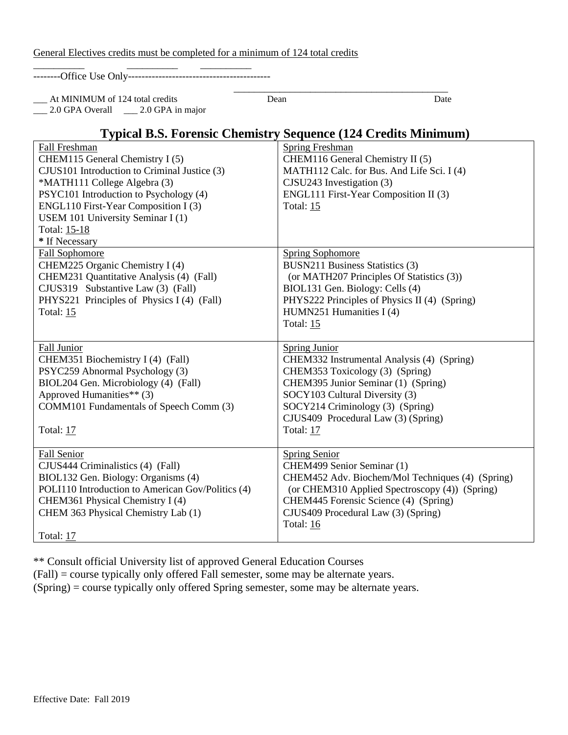General Electives credits must be completed for a minimum of 124 total credits

__________ __________ __________

--------Office Use Only------------------------------------------

___ At MINIMUM of 124 total credits

___ 2.0 GPA Overall ___ 2.0 GPA in major

_____________________________________________

Dean Date

## Typical B.S. Forensic Chemistry Sequence (124 Credits Minimum)

| | |
|---|---|
| Fall Freshman<br>CHEM115 General Chemistry I (5)<br>CJUS101 Introduction to Criminal Justice (3)<br>*MATH111 College Algebra (3)<br>PSYC101 Introduction to Psychology (4)<br>ENGL110 First-Year Composition I (3)<br>USEM 101 University Seminar I (1)<br>Total: 15-18<br>**\*** If Necessary | Spring Freshman<br>CHEM116 General Chemistry II (5)<br>MATH112 Calc. for Bus. And Life Sci. I (4)<br>CJSU243 Investigation (3)<br>ENGL111 First-Year Composition II (3)<br>Total: 15 |
| Fall Sophomore<br>CHEM225 Organic Chemistry I (4)<br>CHEM231 Quantitative Analysis (4) (Fall)<br>CJUS319 Substantive Law (3) (Fall)<br>PHYS221 Principles of Physics I (4) (Fall)<br>Total: 15 | Spring Sophomore<br>BUSN211 Business Statistics (3)<br>(or MATH207 Principles Of Statistics (3))<br>BIOL131 Gen. Biology: Cells (4)<br>PHYS222 Principles of Physics II (4) (Spring)<br>HUMN251 Humanities I (4)<br>Total: 15 |
| Fall Junior<br>CHEM351 Biochemistry I (4) (Fall)<br>PSYC259 Abnormal Psychology (3)<br>BIOL204 Gen. Microbiology (4) (Fall)<br>Approved Humanities** (3)<br>COMM101 Fundamentals of Speech Comm (3)<br>Total: 17 | Spring Junior<br>CHEM332 Instrumental Analysis (4) (Spring)<br>CHEM353 Toxicology (3) (Spring)<br>CHEM395 Junior Seminar (1) (Spring)<br>SOCY103 Cultural Diversity (3)<br>SOCY214 Criminology (3) (Spring)<br>CJUS409 Procedural Law (3) (Spring)<br>Total: 17 |
| Fall Senior<br>CJUS444 Criminalistics (4) (Fall)<br>BIOL132 Gen. Biology: Organisms (4)<br>POLI110 Introduction to American Gov/Politics (4)<br>CHEM361 Physical Chemistry I (4)<br>CHEM 363 Physical Chemistry Lab (1)<br>Total: 17 | Spring Senior<br>CHEM499 Senior Seminar (1)<br>CHEM452 Adv. Biochem/Mol Techniques (4) (Spring)<br>(or CHEM310 Applied Spectroscopy (4)) (Spring)<br>CHEM445 Forensic Science (4) (Spring)<br>CJUS409 Procedural Law (3) (Spring)<br>Total: 16 |

** Consult official University list of approved General Education Courses

(Fall) = course typically only offered Fall semester, some may be alternate years.

(Spring) = course typically only offered Spring semester, some may be alternate years.

Effective Date: Fall 2019